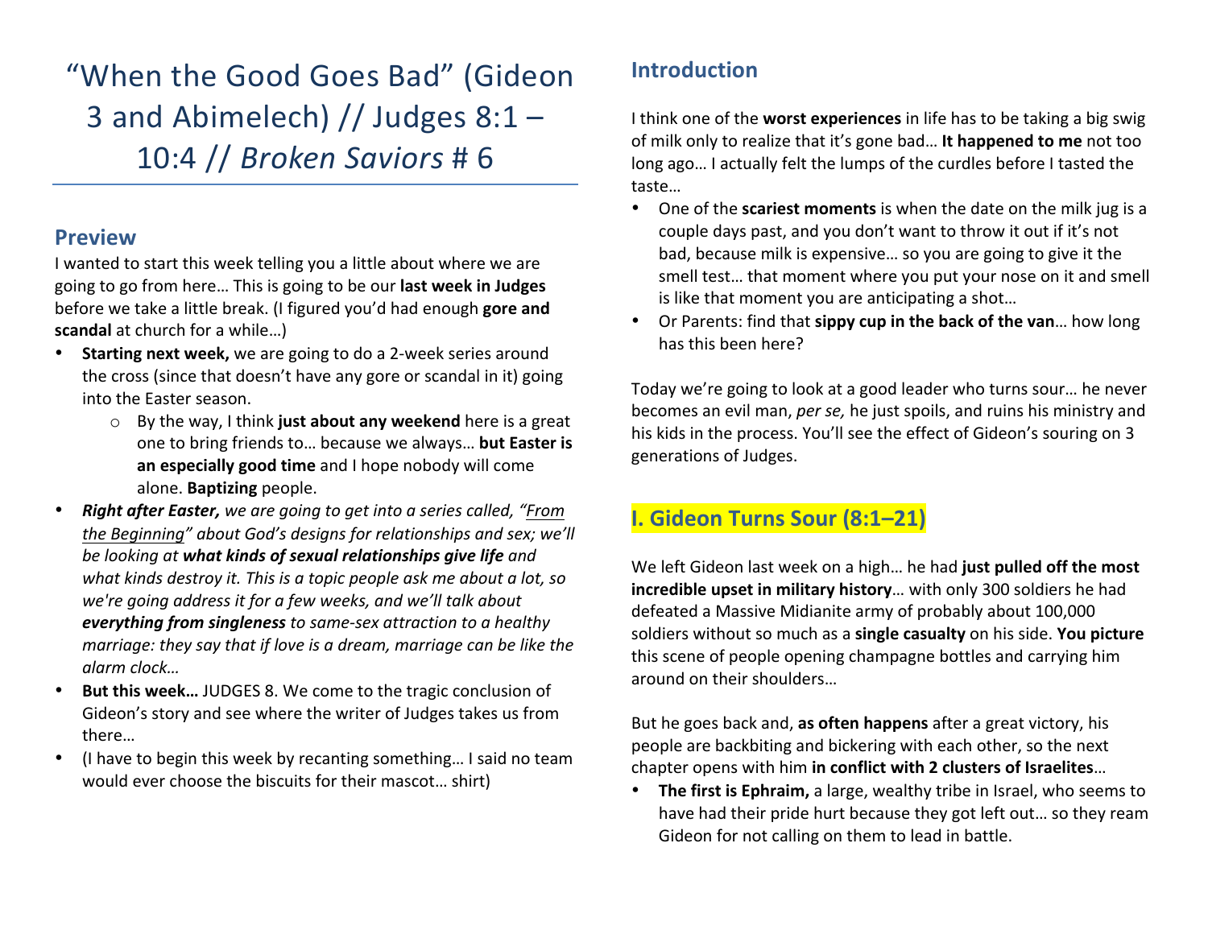# "When the Good Goes Bad" (Gideon 3 and Abimelech) // Judges 8:1 – 10:4 // *Broken Saviors* # 6

## Preview

I wanted to start this week telling you a little about where we are going to go from here… This is going to be our **last week in Judges** before we take a little break. (I figured you'd had enough **gore and scandal** at church for a while…)

- **Starting next week,** we are going to do a 2-week series around the cross (since that doesn't have any gore or scandal in it) going into the Easter season.
    - By the way, I think **just about any weekend** here is a great one to bring friends to… because we always… **but Easter is an especially good time** and I hope nobody will come alone. **Baptizing** people.
- ***Right after Easter,*** *we are going to get into a series called, "From the Beginning" about God's designs for relationships and sex; we'll be looking at* ***what kinds of sexual relationships give life*** *and what kinds destroy it. This is a topic people ask me about a lot, so we're going address it for a few weeks, and we'll talk about* ***everything from singleness*** *to same-sex attraction to a healthy marriage: they say that if love is a dream, marriage can be like the alarm clock…*
- **But this week…** JUDGES 8. We come to the tragic conclusion of Gideon's story and see where the writer of Judges takes us from there…
- (I have to begin this week by recanting something… I said no team would ever choose the biscuits for their mascot… shirt)

## Introduction

I think one of the **worst experiences** in life has to be taking a big swig of milk only to realize that it's gone bad… **It happened to me** not too long ago… I actually felt the lumps of the curdles before I tasted the taste…

- One of the **scariest moments** is when the date on the milk jug is a couple days past, and you don't want to throw it out if it's not bad, because milk is expensive… so you are going to give it the smell test… that moment where you put your nose on it and smell is like that moment you are anticipating a shot…
- Or Parents: find that **sippy cup in the back of the van**… how long has this been here?

Today we're going to look at a good leader who turns sour… he never becomes an evil man, *per se,* he just spoils, and ruins his ministry and his kids in the process. You'll see the effect of Gideon's souring on 3 generations of Judges.

## I. Gideon Turns Sour (8:1–21)

We left Gideon last week on a high… he had **just pulled off the most incredible upset in military history**… with only 300 soldiers he had defeated a Massive Midianite army of probably about 100,000 soldiers without so much as a **single casualty** on his side. **You picture** this scene of people opening champagne bottles and carrying him around on their shoulders…

But he goes back and, **as often happens** after a great victory, his people are backbiting and bickering with each other, so the next chapter opens with him **in conflict with 2 clusters of Israelites**…

- **The first is Ephraim,** a large, wealthy tribe in Israel, who seems to have had their pride hurt because they got left out… so they ream Gideon for not calling on them to lead in battle.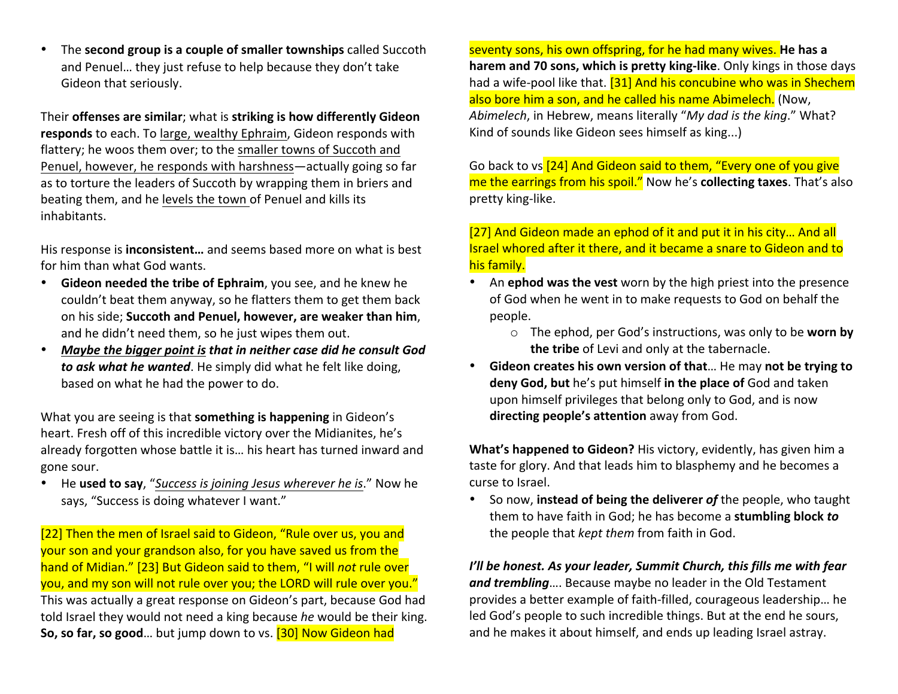- The **second group is a couple of smaller townships** called Succoth and Penuel… they just refuse to help because they don't take Gideon that seriously.

Their **offenses are similar**; what is **striking is how differently Gideon responds** to each. To large, wealthy Ephraim, Gideon responds with flattery; he woos them over; to the smaller towns of Succoth and Penuel, however, he responds with harshness—actually going so far as to torture the leaders of Succoth by wrapping them in briers and beating them, and he levels the town of Penuel and kills its inhabitants.

His response is **inconsistent…** and seems based more on what is best for him than what God wants.

- **Gideon needed the tribe of Ephraim**, you see, and he knew he couldn't beat them anyway, so he flatters them to get them back on his side; **Succoth and Penuel, however, are weaker than him**, and he didn't need them, so he just wipes them out.
- ***Maybe the bigger point is that in neither case did he consult God to ask what he wanted***. He simply did what he felt like doing, based on what he had the power to do.

What you are seeing is that **something is happening** in Gideon's heart. Fresh off of this incredible victory over the Midianites, he's already forgotten whose battle it is… his heart has turned inward and gone sour.

- He **used to say**, "*Success is joining Jesus wherever he is*." Now he says, "Success is doing whatever I want."

[22] Then the men of Israel said to Gideon, "Rule over us, you and your son and your grandson also, for you have saved us from the hand of Midian." [23] But Gideon said to them, "I will *not* rule over you, and my son will not rule over you; the LORD will rule over you." This was actually a great response on Gideon's part, because God had told Israel they would not need a king because *he* would be their king. **So, so far, so good**… but jump down to vs. [30] Now Gideon had seventy sons, his own offspring, for he had many wives. **He has a harem and 70 sons, which is pretty king-like**. Only kings in those days had a wife-pool like that. [31] And his concubine who was in Shechem also bore him a son, and he called his name Abimelech. (Now, *Abimelech*, in Hebrew, means literally "*My dad is the king*." What? Kind of sounds like Gideon sees himself as king...)

Go back to vs [24] And Gideon said to them, "Every one of you give me the earrings from his spoil." Now he's **collecting taxes**. That's also pretty king-like.

[27] And Gideon made an ephod of it and put it in his city… And all Israel whored after it there, and it became a snare to Gideon and to his family.

- An **ephod was the vest** worn by the high priest into the presence of God when he went in to make requests to God on behalf the people.
  - The ephod, per God's instructions, was only to be **worn by the tribe** of Levi and only at the tabernacle.
- **Gideon creates his own version of that**… He may **not be trying to deny God, but** he's put himself **in the place of** God and taken upon himself privileges that belong only to God, and is now **directing people's attention** away from God.

**What's happened to Gideon?** His victory, evidently, has given him a taste for glory. And that leads him to blasphemy and he becomes a curse to Israel.

- So now, **instead of being the deliverer *of*** the people, who taught them to have faith in God; he has become a **stumbling block *to*** the people that *kept them* from faith in God.

***I'll be honest. As your leader, Summit Church, this fills me with fear and trembling***…. Because maybe no leader in the Old Testament provides a better example of faith-filled, courageous leadership… he led God's people to such incredible things. But at the end he sours, and he makes it about himself, and ends up leading Israel astray.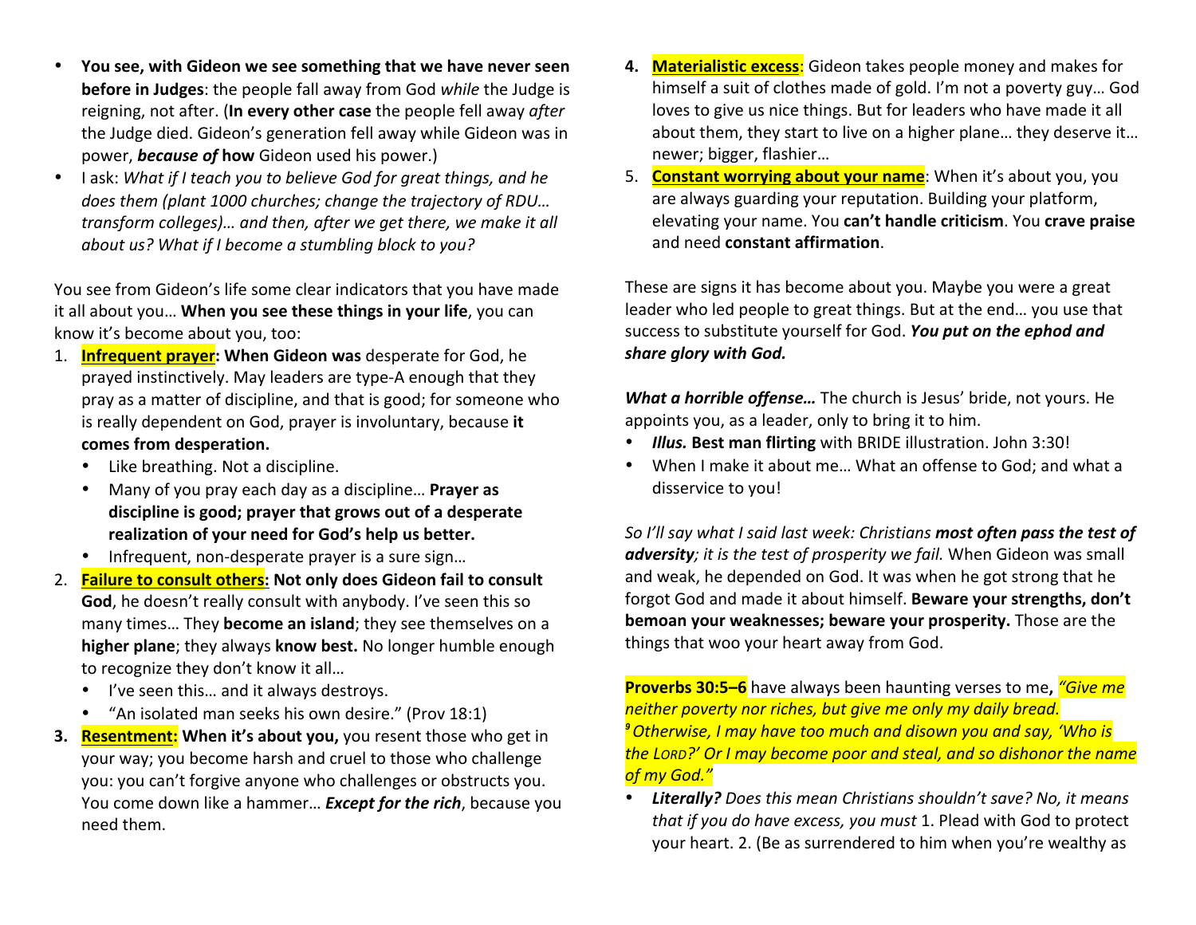- **You see, with Gideon we see something that we have never seen before in Judges**: the people fall away from God *while* the Judge is reigning, not after. (**In every other case** the people fell away *after* the Judge died. Gideon's generation fell away while Gideon was in power, ***because of*** **how** Gideon used his power.)
- I ask: *What if I teach you to believe God for great things, and he does them (plant 1000 churches; change the trajectory of RDU… transform colleges)… and then, after we get there, we make it all about us? What if I become a stumbling block to you?*

You see from Gideon's life some clear indicators that you have made it all about you… **When you see these things in your life**, you can know it's become about you, too:

1. **Infrequent prayer: When Gideon was** desperate for God, he prayed instinctively. May leaders are type-A enough that they pray as a matter of discipline, and that is good; for someone who is really dependent on God, prayer is involuntary, because **it comes from desperation.**
   - Like breathing. Not a discipline.
   - Many of you pray each day as a discipline… **Prayer as discipline is good; prayer that grows out of a desperate realization of your need for God's help us better.**
   - Infrequent, non-desperate prayer is a sure sign…
2. **Failure to consult others: Not only does Gideon fail to consult God**, he doesn't really consult with anybody. I've seen this so many times… They **become an island**; they see themselves on a **higher plane**; they always **know best.** No longer humble enough to recognize they don't know it all…
   - I've seen this… and it always destroys.
   - "An isolated man seeks his own desire." (Prov 18:1)
3. **Resentment: When it's about you,** you resent those who get in your way; you become harsh and cruel to those who challenge you: you can't forgive anyone who challenges or obstructs you. You come down like a hammer… ***Except for the rich***, because you need them.
4. **Materialistic excess**: Gideon takes people money and makes for himself a suit of clothes made of gold. I'm not a poverty guy… God loves to give us nice things. But for leaders who have made it all about them, they start to live on a higher plane… they deserve it… newer; bigger, flashier…
5. **Constant worrying about your name**: When it's about you, you are always guarding your reputation. Building your platform, elevating your name. You **can't handle criticism**. You **crave praise** and need **constant affirmation**.

These are signs it has become about you. Maybe you were a great leader who led people to great things. But at the end… you use that success to substitute yourself for God. ***You put on the ephod and share glory with God.***

***What a horrible offense…*** The church is Jesus' bride, not yours. He appoints you, as a leader, only to bring it to him.

- ***Illus.*** **Best man flirting** with BRIDE illustration. John 3:30!
- When I make it about me… What an offense to God; and what a disservice to you!

*So I'll say what I said last week: Christians* ***most often pass the test of adversity****; it is the test of prosperity we fail.* When Gideon was small and weak, he depended on God. It was when he got strong that he forgot God and made it about himself. **Beware your strengths, don't bemoan your weaknesses; beware your prosperity.** Those are the things that woo your heart away from God.

**Proverbs 30:5–6** have always been haunting verses to me**,** *"Give me neither poverty nor riches, but give me only my daily bread.* [9] *Otherwise, I may have too much and disown you and say, 'Who is the LORD?' Or I may become poor and steal, and so dishonor the name of my God."*

- ***Literally?*** *Does this mean Christians shouldn't save? No, it means that if you do have excess, you must* 1. Plead with God to protect your heart. 2. (Be as surrendered to him when you're wealthy as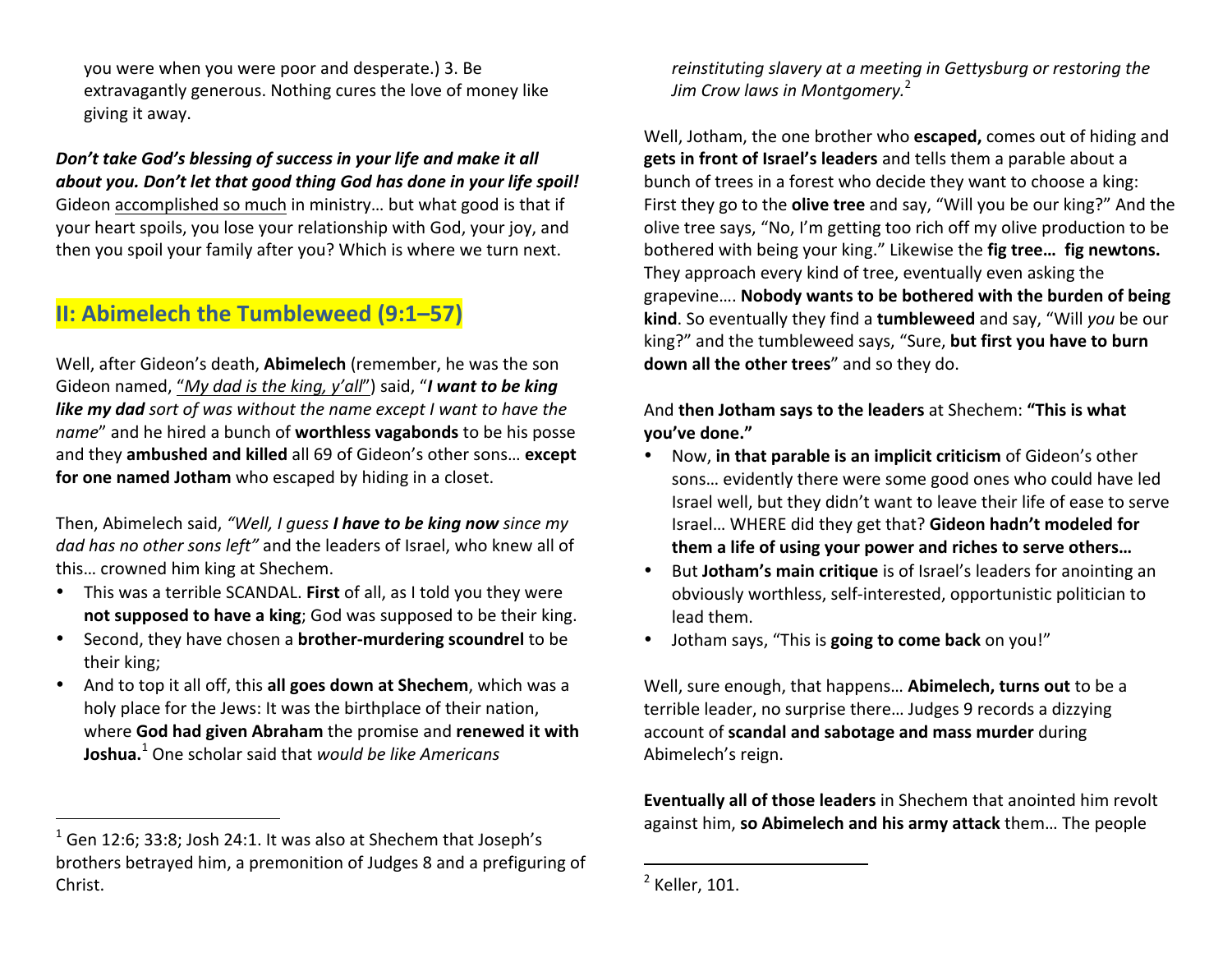you were when you were poor and desperate.) 3. Be extravagantly generous. Nothing cures the love of money like giving it away.

***Don't take God's blessing of success in your life and make it all about you. Don't let that good thing God has done in your life spoil!*** Gideon accomplished so much in ministry… but what good is that if your heart spoils, you lose your relationship with God, your joy, and then you spoil your family after you? Which is where we turn next.

## II: Abimelech the Tumbleweed (9:1–57)

Well, after Gideon's death, **Abimelech** (remember, he was the son Gideon named, "*My dad is the king, y'all*") said, "***I want to be king like my dad** sort of was without the name except I want to have the name*" and he hired a bunch of **worthless vagabonds** to be his posse and they **ambushed and killed** all 69 of Gideon's other sons… **except for one named Jotham** who escaped by hiding in a closet.

Then, Abimelech said, *"Well, I guess **I have to be king now** since my dad has no other sons left"* and the leaders of Israel, who knew all of this… crowned him king at Shechem.

- This was a terrible SCANDAL. **First** of all, as I told you they were **not supposed to have a king**; God was supposed to be their king.
- Second, they have chosen a **brother-murdering scoundrel** to be their king;
- And to top it all off, this **all goes down at Shechem**, which was a holy place for the Jews: It was the birthplace of their nation, where **God had given Abraham** the promise and **renewed it with Joshua.**[1] One scholar said that *would be like Americans reinstituting slavery at a meeting in Gettysburg or restoring the Jim Crow laws in Montgomery.*[2]

Well, Jotham, the one brother who **escaped,** comes out of hiding and **gets in front of Israel's leaders** and tells them a parable about a bunch of trees in a forest who decide they want to choose a king: First they go to the **olive tree** and say, "Will you be our king?" And the olive tree says, "No, I'm getting too rich off my olive production to be bothered with being your king." Likewise the **fig tree… fig newtons.** They approach every kind of tree, eventually even asking the grapevine…. **Nobody wants to be bothered with the burden of being kind**. So eventually they find a **tumbleweed** and say, "Will *you* be our king?" and the tumbleweed says, "Sure, **but first you have to burn down all the other trees**" and so they do.

And **then Jotham says to the leaders** at Shechem: **"This is what you've done."**

- Now, **in that parable is an implicit criticism** of Gideon's other sons… evidently there were some good ones who could have led Israel well, but they didn't want to leave their life of ease to serve Israel… WHERE did they get that? **Gideon hadn't modeled for them a life of using your power and riches to serve others…**
- But **Jotham's main critique** is of Israel's leaders for anointing an obviously worthless, self-interested, opportunistic politician to lead them.
- Jotham says, "This is **going to come back** on you!"

Well, sure enough, that happens… **Abimelech, turns out** to be a terrible leader, no surprise there… Judges 9 records a dizzying account of **scandal and sabotage and mass murder** during Abimelech's reign.

**Eventually all of those leaders** in Shechem that anointed him revolt against him, **so Abimelech and his army attack** them… The people

---

[1] Gen 12:6; 33:8; Josh 24:1. It was also at Shechem that Joseph's brothers betrayed him, a premonition of Judges 8 and a prefiguring of Christ.

[2] Keller, 101.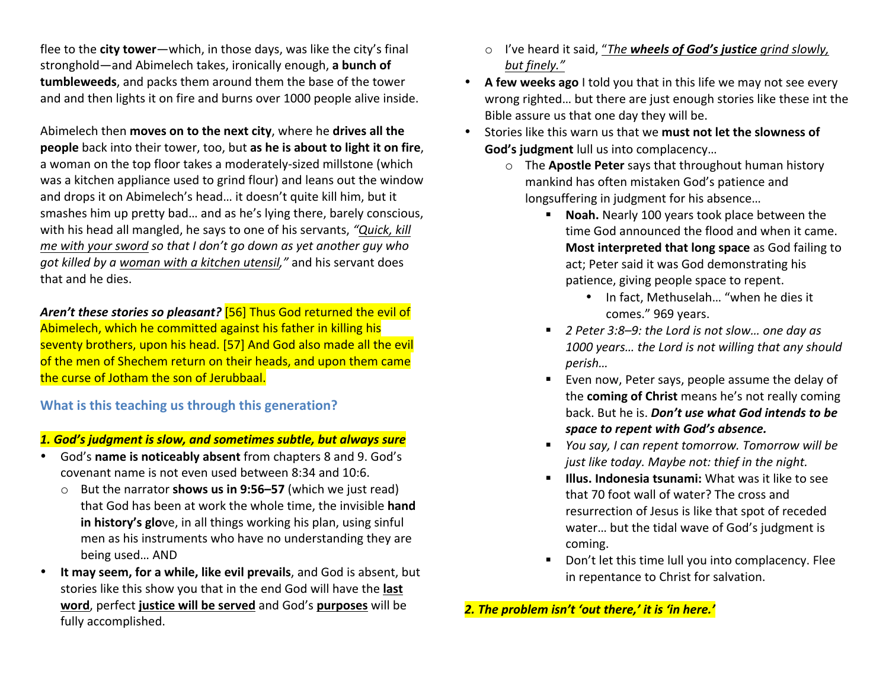flee to the **city tower**—which, in those days, was like the city's final stronghold—and Abimelech takes, ironically enough, **a bunch of tumbleweeds**, and packs them around them the base of the tower and and then lights it on fire and burns over 1000 people alive inside.

Abimelech then **moves on to the next city**, where he **drives all the people** back into their tower, too, but **as he is about to light it on fire**, a woman on the top floor takes a moderately-sized millstone (which was a kitchen appliance used to grind flour) and leans out the window and drops it on Abimelech's head… it doesn't quite kill him, but it smashes him up pretty bad… and as he's lying there, barely conscious, with his head all mangled, he says to one of his servants, *"Quick, kill me with your sword so that I don't go down as yet another guy who got killed by a woman with a kitchen utensil,"* and his servant does that and he dies.

***Aren't these stories so pleasant?*** [56] Thus God returned the evil of Abimelech, which he committed against his father in killing his seventy brothers, upon his head. [57] And God also made all the evil of the men of Shechem return on their heads, and upon them came the curse of Jotham the son of Jerubbaal.

## What is this teaching us through this generation?

***1. God's judgment is slow, and sometimes subtle, but always sure***

- God's **name is noticeably absent** from chapters 8 and 9. God's covenant name is not even used between 8:34 and 10:6.
  - But the narrator **shows us in 9:56–57** (which we just read) that God has been at work the whole time, the invisible **hand in history's glo**ve, in all things working his plan, using sinful men as his instruments who have no understanding they are being used… AND
- **It may seem, for a while, like evil prevails**, and God is absent, but stories like this show you that in the end God will have the **last word**, perfect **justice will be served** and God's **purposes** will be fully accomplished.
  - I've heard it said, "*The **wheels of God's justice** grind slowly, but finely."*
- **A few weeks ago** I told you that in this life we may not see every wrong righted… but there are just enough stories like these int the Bible assure us that one day they will be.
- Stories like this warn us that we **must not let the slowness of God's judgment** lull us into complacency…
  - The **Apostle Peter** says that throughout human history mankind has often mistaken God's patience and longsuffering in judgment for his absence…
    - **Noah.** Nearly 100 years took place between the time God announced the flood and when it came. **Most interpreted that long space** as God failing to act; Peter said it was God demonstrating his patience, giving people space to repent.
      - In fact, Methuselah… "when he dies it comes." 969 years.
    - *2 Peter 3:8–9: the Lord is not slow… one day as 1000 years… the Lord is not willing that any should perish…*
    - Even now, Peter says, people assume the delay of the **coming of Christ** means he's not really coming back. But he is. ***Don't use what God intends to be space to repent with God's absence.***
    - *You say, I can repent tomorrow. Tomorrow will be just like today. Maybe not: thief in the night.*
    - **Illus. Indonesia tsunami:** What was it like to see that 70 foot wall of water? The cross and resurrection of Jesus is like that spot of receded water… but the tidal wave of God's judgment is coming.
    - Don't let this time lull you into complacency. Flee in repentance to Christ for salvation.

***2. The problem isn't 'out there,' it is 'in here.'***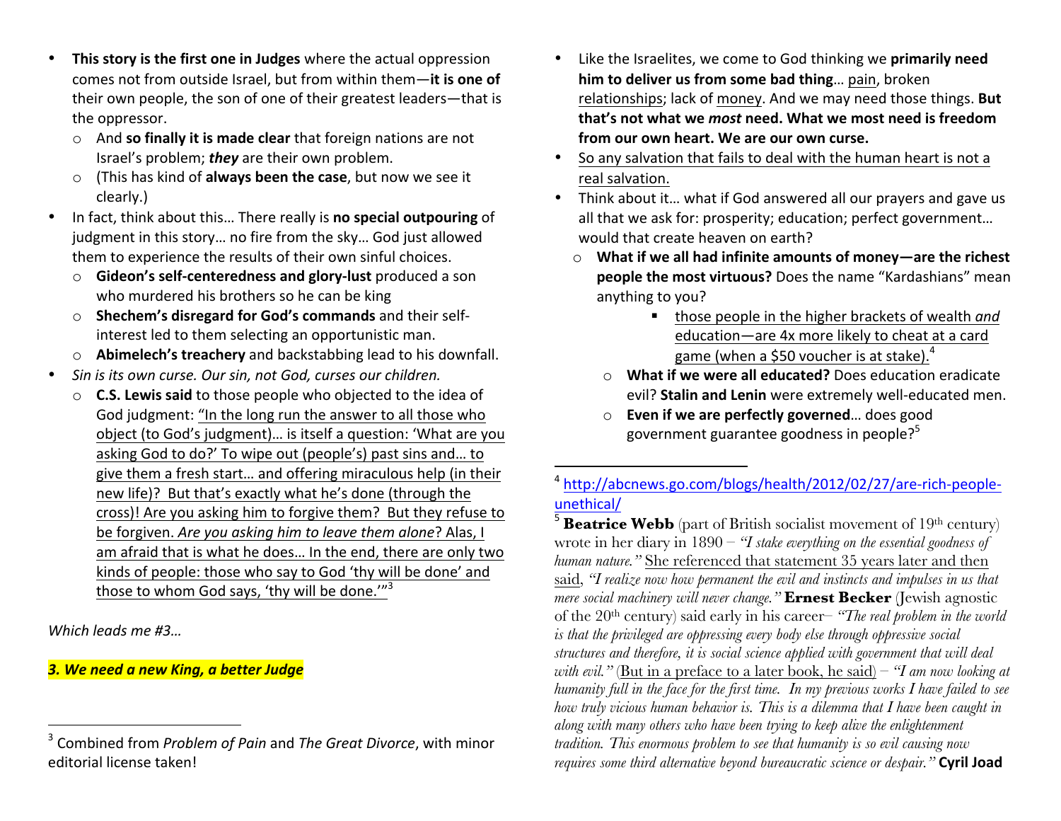- **This story is the first one in Judges** where the actual oppression comes not from outside Israel, but from within them—**it is one of** their own people, the son of one of their greatest leaders—that is the oppressor.
  - And **so finally it is made clear** that foreign nations are not Israel's problem; ***they*** are their own problem.
  - (This has kind of **always been the case**, but now we see it clearly.)
- In fact, think about this… There really is **no special outpouring** of judgment in this story… no fire from the sky… God just allowed them to experience the results of their own sinful choices.
  - **Gideon's self-centeredness and glory-lust** produced a son who murdered his brothers so he can be king
  - **Shechem's disregard for God's commands** and their self-interest led to them selecting an opportunistic man.
  - **Abimelech's treachery** and backstabbing lead to his downfall.
- *Sin is its own curse. Our sin, not God, curses our children.*
  - **C.S. Lewis said** to those people who objected to the idea of God judgment: "In the long run the answer to all those who object (to God's judgment)… is itself a question: 'What are you asking God to do?' To wipe out (people's) past sins and… to give them a fresh start… and offering miraculous help (in their new life)? But that's exactly what he's done (through the cross)! Are you asking him to forgive them? But they refuse to be forgiven. *Are you asking him to leave them alone*? Alas, I am afraid that is what he does… In the end, there are only two kinds of people: those who say to God 'thy will be done' and those to whom God says, 'thy will be done.'"[3]

*Which leads me #3…*

***3. We need a new King, a better Judge***

[3] Combined from *Problem of Pain* and *The Great Divorce*, with minor editorial license taken!

- Like the Israelites, we come to God thinking we **primarily need him to deliver us from some bad thing**… pain, broken relationships; lack of money. And we may need those things. **But that's not what we *most* need. What we most need is freedom from our own heart. We are our own curse.**
- So any salvation that fails to deal with the human heart is not a real salvation.
- Think about it… what if God answered all our prayers and gave us all that we ask for: prosperity; education; perfect government… would that create heaven on earth?
  - **What if we all had infinite amounts of money—are the richest people the most virtuous?** Does the name "Kardashians" mean anything to you?
    - those people in the higher brackets of wealth *and* education—are 4x more likely to cheat at a card game (when a $50 voucher is at stake).[4]
  - **What if we were all educated?** Does education eradicate evil? **Stalin and Lenin** were extremely well-educated men.
  - **Even if we are perfectly governed**… does good government guarantee goodness in people?[5]

[4] http://abcnews.go.com/blogs/health/2012/02/27/are-rich-people-unethical/

[5] **Beatrice Webb** (part of British socialist movement of 19th century) wrote in her diary in 1890 – *"I stake everything on the essential goodness of human nature."* She referenced that statement 35 years later and then said, *"I realize now how permanent the evil and instincts and impulses in us that mere social machinery will never change."* **Ernest Becker** (Jewish agnostic of the 20th century) said early in his career– *"The real problem in the world is that the privileged are oppressing every body else through oppressive social structures and therefore, it is social science applied with government that will deal with evil."* (But in a preface to a later book, he said) – *"I am now looking at humanity full in the face for the first time. In my previous works I have failed to see how truly vicious human behavior is. This is a dilemma that I have been caught in along with many others who have been trying to keep alive the enlightenment tradition. This enormous problem to see that humanity is so evil causing now requires some third alternative beyond bureaucratic science or despair."* **Cyril Joad**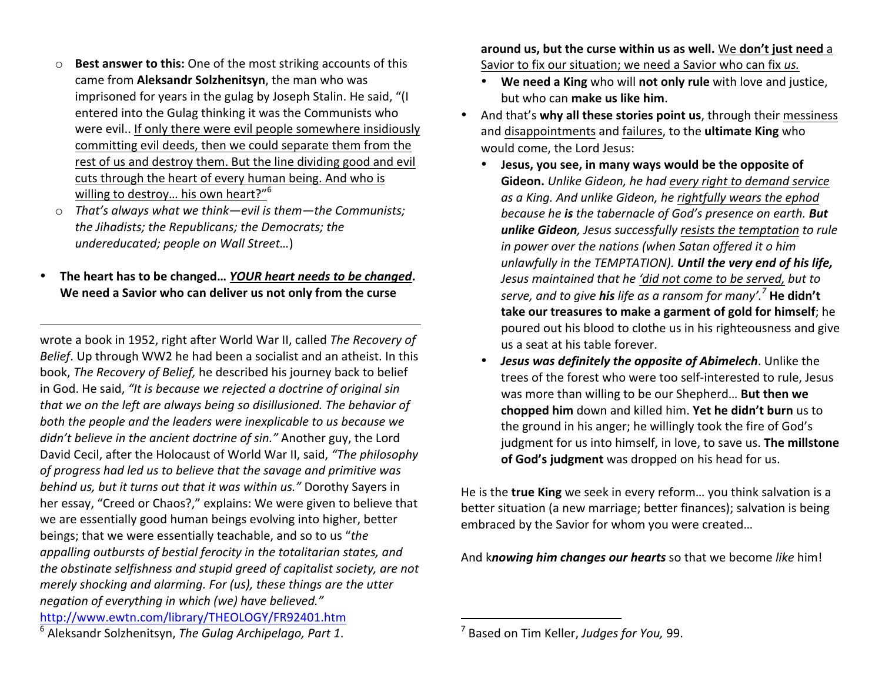- **Best answer to this:** One of the most striking accounts of this came from **Aleksandr Solzhenitsyn**, the man who was imprisoned for years in the gulag by Joseph Stalin. He said, "(I entered into the Gulag thinking it was the Communists who were evil.. If only there were evil people somewhere insidiously committing evil deeds, then we could separate them from the rest of us and destroy them. But the line dividing good and evil cuts through the heart of every human being. And who is willing to destroy… his own heart?"[6]
- *That's always what we think—evil is them—the Communists; the Jihadists; the Republicans; the Democrats; the undereducated; people on Wall Street…*)

- **The heart has to be changed… *YOUR heart needs to be changed*. We need a Savior who can deliver us not only from the curse around us, but the curse within us as well.** We **don't just need** a Savior to fix our situation; we need a Savior who can fix *us.*
  - **We need a King** who will **not only rule** with love and justice, but who can **make us like him**.
- And that's **why all these stories point us**, through their messiness and disappointments and failures, to the **ultimate King** who would come, the Lord Jesus:
  - **Jesus, you see, in many ways would be the opposite of Gideon.** *Unlike Gideon, he had every right to demand service as a King. And unlike Gideon, he rightfully wears the ephod because he* ***is*** *the tabernacle of God's presence on earth.* ***But unlike Gideon****, Jesus successfully resists the temptation to rule in power over the nations (when Satan offered it o him unlawfully in the TEMPTATION).* ***Until the very end of his life,*** *Jesus maintained that he 'did not come to be served, but to serve, and to give* ***his*** *life as a ransom for many'.*[7] **He didn't take our treasures to make a garment of gold for himself**; he poured out his blood to clothe us in his righteousness and give us a seat at his table forever.
  - ***Jesus was definitely the opposite of Abimelech***. Unlike the trees of the forest who were too self-interested to rule, Jesus was more than willing to be our Shepherd… **But then we chopped him** down and killed him. **Yet he didn't burn** us to the ground in his anger; he willingly took the fire of God's judgment for us into himself, in love, to save us. **The millstone of God's judgment** was dropped on his head for us.

He is the **true King** we seek in every reform… you think salvation is a better situation (a new marriage; better finances); salvation is being embraced by the Savior for whom you were created…

And k***nowing him changes our hearts*** so that we become *like* him!

---

wrote a book in 1952, right after World War II, called *The Recovery of Belief*. Up through WW2 he had been a socialist and an atheist. In this book, *The Recovery of Belief,* he described his journey back to belief in God. He said, *"It is because we rejected a doctrine of original sin that we on the left are always being so disillusioned. The behavior of both the people and the leaders were inexplicable to us because we didn't believe in the ancient doctrine of sin."* Another guy, the Lord David Cecil, after the Holocaust of World War II, said, *"The philosophy of progress had led us to believe that the savage and primitive was behind us, but it turns out that it was within us."* Dorothy Sayers in her essay, "Creed or Chaos?," explains: We were given to believe that we are essentially good human beings evolving into higher, better beings; that we were essentially teachable, and so to us "*the appalling outbursts of bestial ferocity in the totalitarian states, and the obstinate selfishness and stupid greed of capitalist society, are not merely shocking and alarming. For (us), these things are the utter negation of everything in which (we) have believed."* http://www.ewtn.com/library/THEOLOGY/FR92401.htm

[6] Aleksandr Solzhenitsyn, *The Gulag Archipelago, Part 1*.

[7] Based on Tim Keller, *Judges for You,* 99.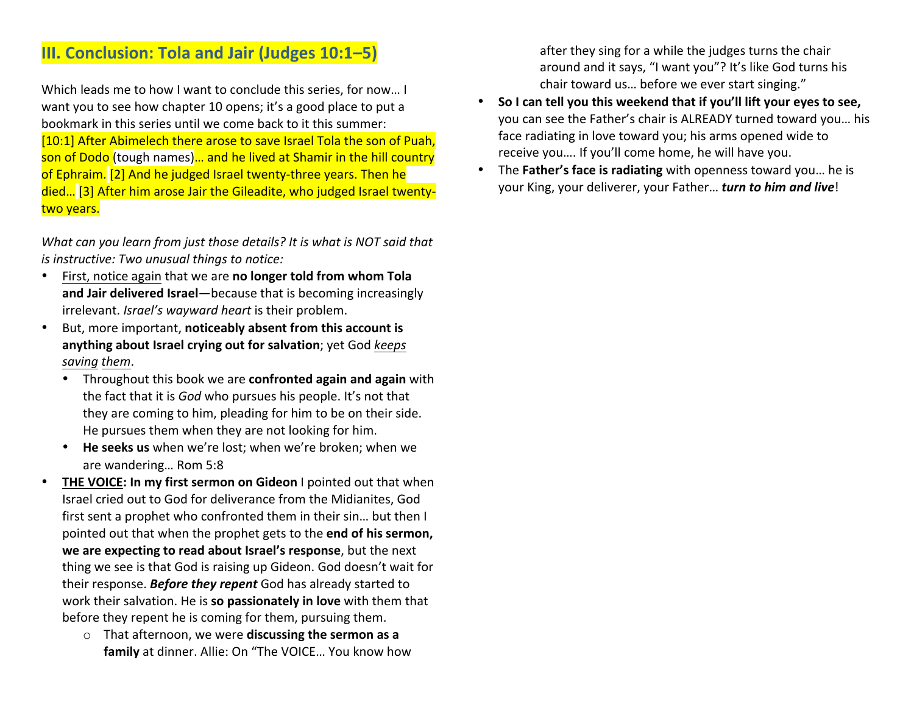## III. Conclusion: Tola and Jair (Judges 10:1–5)

Which leads me to how I want to conclude this series, for now… I want you to see how chapter 10 opens; it's a good place to put a bookmark in this series until we come back to it this summer: [10:1] After Abimelech there arose to save Israel Tola the son of Puah, son of Dodo (tough names)… and he lived at Shamir in the hill country of Ephraim. [2] And he judged Israel twenty-three years. Then he died… [3] After him arose Jair the Gileadite, who judged Israel twenty-two years.

*What can you learn from just those details? It is what is NOT said that is instructive: Two unusual things to notice:*

- First, notice again that we are **no longer told from whom Tola and Jair delivered Israel**—because that is becoming increasingly irrelevant. *Israel's wayward heart* is their problem.
- But, more important, **noticeably absent from this account is anything about Israel crying out for salvation**; yet God *keeps saving them*.
  - Throughout this book we are **confronted again and again** with the fact that it is *God* who pursues his people. It's not that they are coming to him, pleading for him to be on their side. He pursues them when they are not looking for him.
  - **He seeks us** when we're lost; when we're broken; when we are wandering… Rom 5:8
- **THE VOICE: In my first sermon on Gideon** I pointed out that when Israel cried out to God for deliverance from the Midianites, God first sent a prophet who confronted them in their sin… but then I pointed out that when the prophet gets to the **end of his sermon, we are expecting to read about Israel's response**, but the next thing we see is that God is raising up Gideon. God doesn't wait for their response. ***Before they repent*** God has already started to work their salvation. He is **so passionately in love** with them that before they repent he is coming for them, pursuing them.
  - That afternoon, we were **discussing the sermon as a family** at dinner. Allie: On "The VOICE… You know how after they sing for a while the judges turns the chair around and it says, "I want you"? It's like God turns his chair toward us… before we ever start singing."
- **So I can tell you this weekend that if you'll lift your eyes to see,** you can see the Father's chair is ALREADY turned toward you… his face radiating in love toward you; his arms opened wide to receive you…. If you'll come home, he will have you.
- The **Father's face is radiating** with openness toward you… he is your King, your deliverer, your Father… ***turn to him and live***!